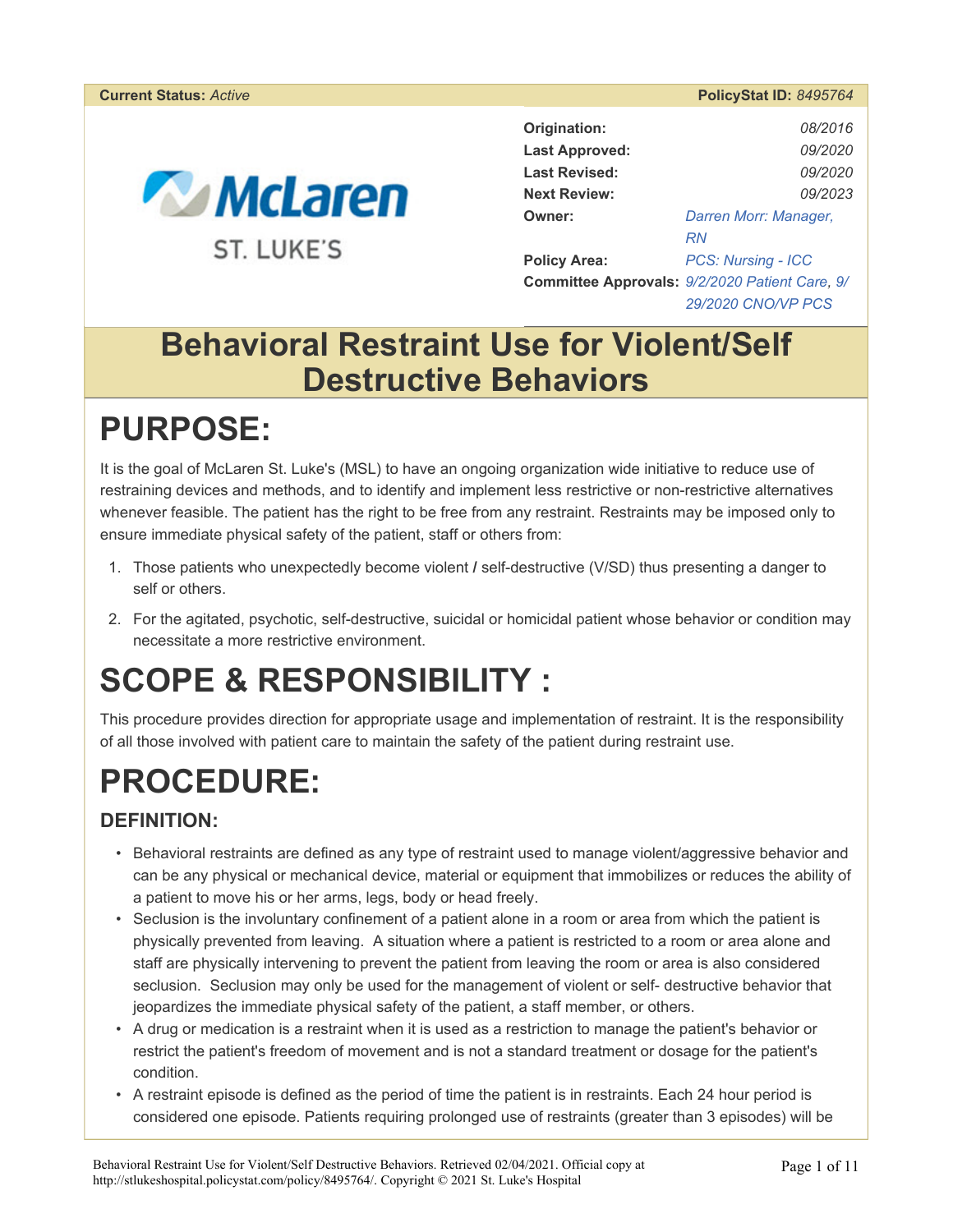**Current Status:** *Active* **PolicyStat ID:** *8495764*

McLaren ST. LUKE'S

| | |
|---|---|
| **Origination:** | *08/2016* |
| **Last Approved:** | *09/2020* |
| **Last Revised:** | *09/2020* |
| **Next Review:** | *09/2023* |
| **Owner:** | *Darren Morr: Manager, RN* |
| **Policy Area:** | *PCS: Nursing - ICC* |
| **Committee Approvals:** | *9/2/2020 Patient Care, 9/29/2020 CNO/VP PCS* |

# Behavioral Restraint Use for Violent/Self Destructive Behaviors

# PURPOSE:

It is the goal of McLaren St. Luke's (MSL) to have an ongoing organization wide initiative to reduce use of restraining devices and methods, and to identify and implement less restrictive or non-restrictive alternatives whenever feasible. The patient has the right to be free from any restraint. Restraints may be imposed only to ensure immediate physical safety of the patient, staff or others from:

1. Those patients who unexpectedly become violent **/** self-destructive (V/SD) thus presenting a danger to self or others.
2. For the agitated, psychotic, self-destructive, suicidal or homicidal patient whose behavior or condition may necessitate a more restrictive environment.

# SCOPE & RESPONSIBILITY :

This procedure provides direction for appropriate usage and implementation of restraint. It is the responsibility of all those involved with patient care to maintain the safety of the patient during restraint use.

# PROCEDURE:

## DEFINITION:

- Behavioral restraints are defined as any type of restraint used to manage violent/aggressive behavior and can be any physical or mechanical device, material or equipment that immobilizes or reduces the ability of a patient to move his or her arms, legs, body or head freely.
- Seclusion is the involuntary confinement of a patient alone in a room or area from which the patient is physically prevented from leaving. A situation where a patient is restricted to a room or area alone and staff are physically intervening to prevent the patient from leaving the room or area is also considered seclusion. Seclusion may only be used for the management of violent or self- destructive behavior that jeopardizes the immediate physical safety of the patient, a staff member, or others.
- A drug or medication is a restraint when it is used as a restriction to manage the patient's behavior or restrict the patient's freedom of movement and is not a standard treatment or dosage for the patient's condition.
- A restraint episode is defined as the period of time the patient is in restraints. Each 24 hour period is considered one episode. Patients requiring prolonged use of restraints (greater than 3 episodes) will be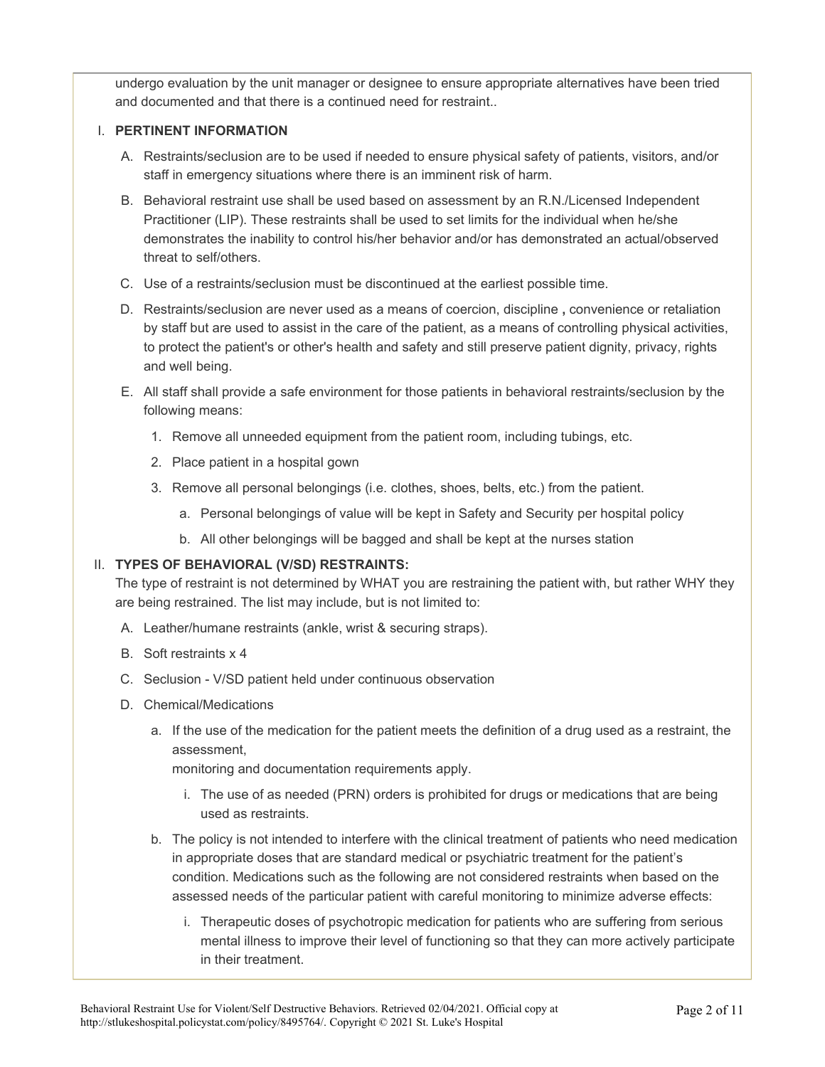undergo evaluation by the unit manager or designee to ensure appropriate alternatives have been tried and documented and that there is a continued need for restraint..

I. **PERTINENT INFORMATION**

   A. Restraints/seclusion are to be used if needed to ensure physical safety of patients, visitors, and/or staff in emergency situations where there is an imminent risk of harm.

   B. Behavioral restraint use shall be used based on assessment by an R.N./Licensed Independent Practitioner (LIP). These restraints shall be used to set limits for the individual when he/she demonstrates the inability to control his/her behavior and/or has demonstrated an actual/observed threat to self/others.

   C. Use of a restraints/seclusion must be discontinued at the earliest possible time.

   D. Restraints/seclusion are never used as a means of coercion, discipline **,** convenience or retaliation by staff but are used to assist in the care of the patient, as a means of controlling physical activities, to protect the patient's or other's health and safety and still preserve patient dignity, privacy, rights and well being.

   E. All staff shall provide a safe environment for those patients in behavioral restraints/seclusion by the following means:

      1. Remove all unneeded equipment from the patient room, including tubings, etc.
      2. Place patient in a hospital gown
      3. Remove all personal belongings (i.e. clothes, shoes, belts, etc.) from the patient.
         a. Personal belongings of value will be kept in Safety and Security per hospital policy
         b. All other belongings will be bagged and shall be kept at the nurses station

II. **TYPES OF BEHAVIORAL (V/SD) RESTRAINTS:**
The type of restraint is not determined by WHAT you are restraining the patient with, but rather WHY they are being restrained. The list may include, but is not limited to:

   A. Leather/humane restraints (ankle, wrist & securing straps).

   B. Soft restraints x 4

   C. Seclusion - V/SD patient held under continuous observation

   D. Chemical/Medications

      a. If the use of the medication for the patient meets the definition of a drug used as a restraint, the assessment,
      monitoring and documentation requirements apply.
         i. The use of as needed (PRN) orders is prohibited for drugs or medications that are being used as restraints.

      b. The policy is not intended to interfere with the clinical treatment of patients who need medication in appropriate doses that are standard medical or psychiatric treatment for the patient's condition. Medications such as the following are not considered restraints when based on the assessed needs of the particular patient with careful monitoring to minimize adverse effects:
         i. Therapeutic doses of psychotropic medication for patients who are suffering from serious mental illness to improve their level of functioning so that they can more actively participate in their treatment.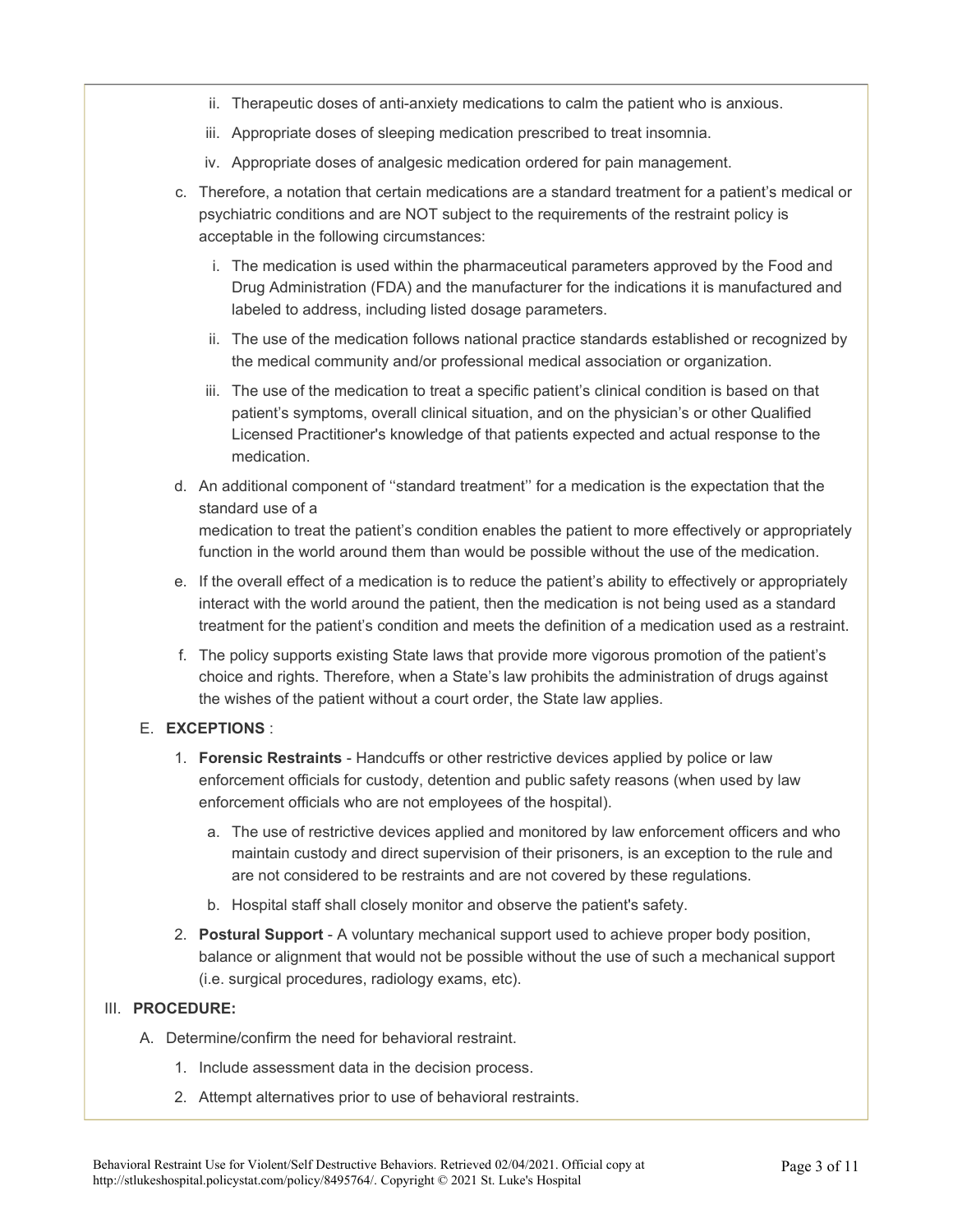ii. Therapeutic doses of anti-anxiety medications to calm the patient who is anxious.
   iii. Appropriate doses of sleeping medication prescribed to treat insomnia.
   iv. Appropriate doses of analgesic medication ordered for pain management.

c. Therefore, a notation that certain medications are a standard treatment for a patient's medical or psychiatric conditions and are NOT subject to the requirements of the restraint policy is acceptable in the following circumstances:
   i. The medication is used within the pharmaceutical parameters approved by the Food and Drug Administration (FDA) and the manufacturer for the indications it is manufactured and labeled to address, including listed dosage parameters.
   ii. The use of the medication follows national practice standards established or recognized by the medical community and/or professional medical association or organization.
   iii. The use of the medication to treat a specific patient's clinical condition is based on that patient's symptoms, overall clinical situation, and on the physician's or other Qualified Licensed Practitioner's knowledge of that patients expected and actual response to the medication.

d. An additional component of ''standard treatment'' for a medication is the expectation that the standard use of a
   medication to treat the patient's condition enables the patient to more effectively or appropriately function in the world around them than would be possible without the use of the medication.

e. If the overall effect of a medication is to reduce the patient's ability to effectively or appropriately interact with the world around the patient, then the medication is not being used as a standard treatment for the patient's condition and meets the definition of a medication used as a restraint.

f. The policy supports existing State laws that provide more vigorous promotion of the patient's choice and rights. Therefore, when a State's law prohibits the administration of drugs against the wishes of the patient without a court order, the State law applies.

E. **EXCEPTIONS** :

1. **Forensic Restraints** - Handcuffs or other restrictive devices applied by police or law enforcement officials for custody, detention and public safety reasons (when used by law enforcement officials who are not employees of the hospital).
   a. The use of restrictive devices applied and monitored by law enforcement officers and who maintain custody and direct supervision of their prisoners, is an exception to the rule and are not considered to be restraints and are not covered by these regulations.
   b. Hospital staff shall closely monitor and observe the patient's safety.

2. **Postural Support** - A voluntary mechanical support used to achieve proper body position, balance or alignment that would not be possible without the use of such a mechanical support (i.e. surgical procedures, radiology exams, etc).

III. **PROCEDURE:**

A. Determine/confirm the need for behavioral restraint.
   1. Include assessment data in the decision process.
   2. Attempt alternatives prior to use of behavioral restraints.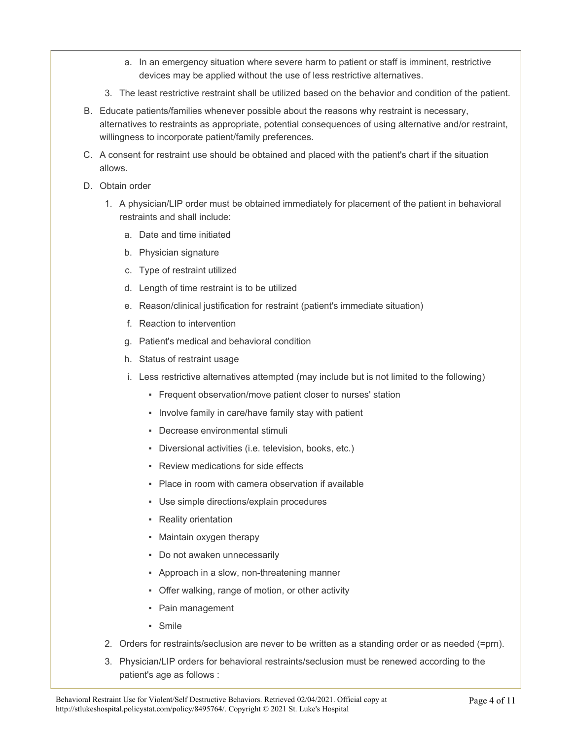a. In an emergency situation where severe harm to patient or staff is imminent, restrictive devices may be applied without the use of less restrictive alternatives.

3. The least restrictive restraint shall be utilized based on the behavior and condition of the patient.

B. Educate patients/families whenever possible about the reasons why restraint is necessary, alternatives to restraints as appropriate, potential consequences of using alternative and/or restraint, willingness to incorporate patient/family preferences.

C. A consent for restraint use should be obtained and placed with the patient's chart if the situation allows.

D. Obtain order

1. A physician/LIP order must be obtained immediately for placement of the patient in behavioral restraints and shall include:
   a. Date and time initiated
   b. Physician signature
   c. Type of restraint utilized
   d. Length of time restraint is to be utilized
   e. Reason/clinical justification for restraint (patient's immediate situation)
   f. Reaction to intervention
   g. Patient's medical and behavioral condition
   h. Status of restraint usage
   i. Less restrictive alternatives attempted (may include but is not limited to the following)
      - Frequent observation/move patient closer to nurses' station
      - Involve family in care/have family stay with patient
      - Decrease environmental stimuli
      - Diversional activities (i.e. television, books, etc.)
      - Review medications for side effects
      - Place in room with camera observation if available
      - Use simple directions/explain procedures
      - Reality orientation
      - Maintain oxygen therapy
      - Do not awaken unnecessarily
      - Approach in a slow, non-threatening manner
      - Offer walking, range of motion, or other activity
      - Pain management
      - Smile
2. Orders for restraints/seclusion are never to be written as a standing order or as needed (=prn).
3. Physician/LIP orders for behavioral restraints/seclusion must be renewed according to the patient's age as follows :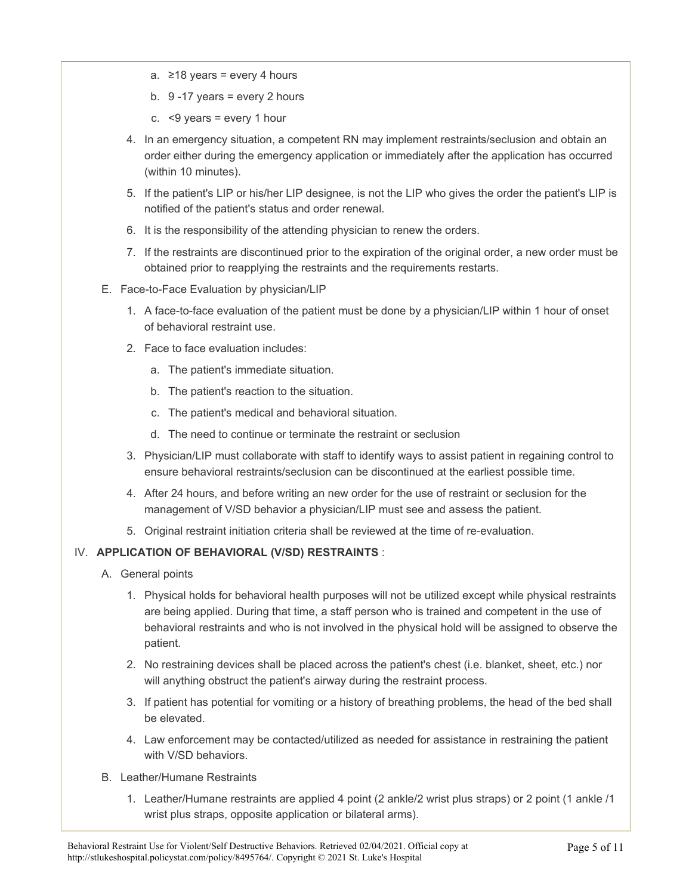a. ≥18 years = every 4 hours

b. 9 -17 years = every 2 hours

c. <9 years = every 1 hour

4. In an emergency situation, a competent RN may implement restraints/seclusion and obtain an order either during the emergency application or immediately after the application has occurred (within 10 minutes).

5. If the patient's LIP or his/her LIP designee, is not the LIP who gives the order the patient's LIP is notified of the patient's status and order renewal.

6. It is the responsibility of the attending physician to renew the orders.

7. If the restraints are discontinued prior to the expiration of the original order, a new order must be obtained prior to reapplying the restraints and the requirements restarts.

E. Face-to-Face Evaluation by physician/LIP

1. A face-to-face evaluation of the patient must be done by a physician/LIP within 1 hour of onset of behavioral restraint use.

2. Face to face evaluation includes:

   a. The patient's immediate situation.

   b. The patient's reaction to the situation.

   c. The patient's medical and behavioral situation.

   d. The need to continue or terminate the restraint or seclusion

3. Physician/LIP must collaborate with staff to identify ways to assist patient in regaining control to ensure behavioral restraints/seclusion can be discontinued at the earliest possible time.

4. After 24 hours, and before writing an new order for the use of restraint or seclusion for the management of V/SD behavior a physician/LIP must see and assess the patient.

5. Original restraint initiation criteria shall be reviewed at the time of re-evaluation.

IV. **APPLICATION OF BEHAVIORAL (V/SD) RESTRAINTS** :

A. General points

1. Physical holds for behavioral health purposes will not be utilized except while physical restraints are being applied. During that time, a staff person who is trained and competent in the use of behavioral restraints and who is not involved in the physical hold will be assigned to observe the patient.

2. No restraining devices shall be placed across the patient's chest (i.e. blanket, sheet, etc.) nor will anything obstruct the patient's airway during the restraint process.

3. If patient has potential for vomiting or a history of breathing problems, the head of the bed shall be elevated.

4. Law enforcement may be contacted/utilized as needed for assistance in restraining the patient with V/SD behaviors.

B. Leather/Humane Restraints

1. Leather/Humane restraints are applied 4 point (2 ankle/2 wrist plus straps) or 2 point (1 ankle /1 wrist plus straps, opposite application or bilateral arms).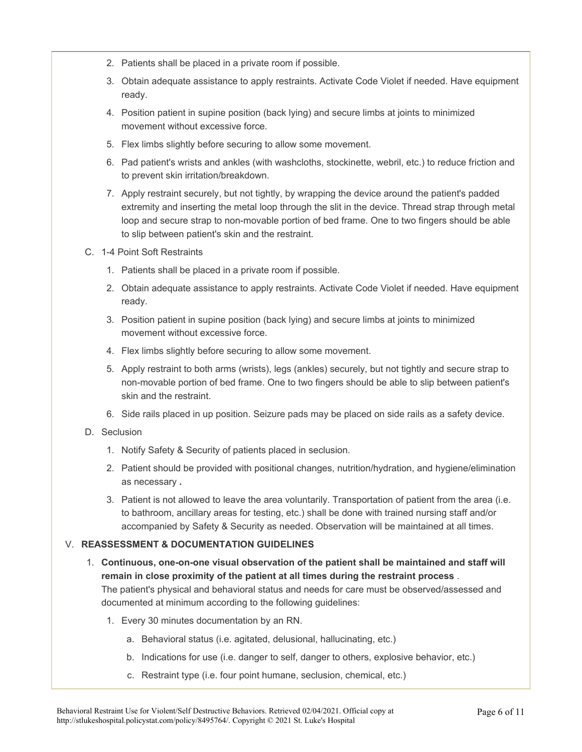2. Patients shall be placed in a private room if possible.
3. Obtain adequate assistance to apply restraints. Activate Code Violet if needed. Have equipment ready.
4. Position patient in supine position (back lying) and secure limbs at joints to minimized movement without excessive force.
5. Flex limbs slightly before securing to allow some movement.
6. Pad patient's wrists and ankles (with washcloths, stockinette, webril, etc.) to reduce friction and to prevent skin irritation/breakdown.
7. Apply restraint securely, but not tightly, by wrapping the device around the patient's padded extremity and inserting the metal loop through the slit in the device. Thread strap through metal loop and secure strap to non-movable portion of bed frame. One to two fingers should be able to slip between patient's skin and the restraint.

C. 1-4 Point Soft Restraints

1. Patients shall be placed in a private room if possible.
2. Obtain adequate assistance to apply restraints. Activate Code Violet if needed. Have equipment ready.
3. Position patient in supine position (back lying) and secure limbs at joints to minimized movement without excessive force.
4. Flex limbs slightly before securing to allow some movement.
5. Apply restraint to both arms (wrists), legs (ankles) securely, but not tightly and secure strap to non-movable portion of bed frame. One to two fingers should be able to slip between patient's skin and the restraint.
6. Side rails placed in up position. Seizure pads may be placed on side rails as a safety device.

D. Seclusion

1. Notify Safety & Security of patients placed in seclusion.
2. Patient should be provided with positional changes, nutrition/hydration, and hygiene/elimination as necessary **.**
3. Patient is not allowed to leave the area voluntarily. Transportation of patient from the area (i.e. to bathroom, ancillary areas for testing, etc.) shall be done with trained nursing staff and/or accompanied by Safety & Security as needed. Observation will be maintained at all times.

V. **REASSESSMENT & DOCUMENTATION GUIDELINES**

1. **Continuous, one-on-one visual observation of the patient shall be maintained and staff will remain in close proximity of the patient at all times during the restraint process** .
   The patient's physical and behavioral status and needs for care must be observed/assessed and documented at minimum according to the following guidelines:
   1. Every 30 minutes documentation by an RN.
      a. Behavioral status (i.e. agitated, delusional, hallucinating, etc.)
      b. Indications for use (i.e. danger to self, danger to others, explosive behavior, etc.)
      c. Restraint type (i.e. four point humane, seclusion, chemical, etc.)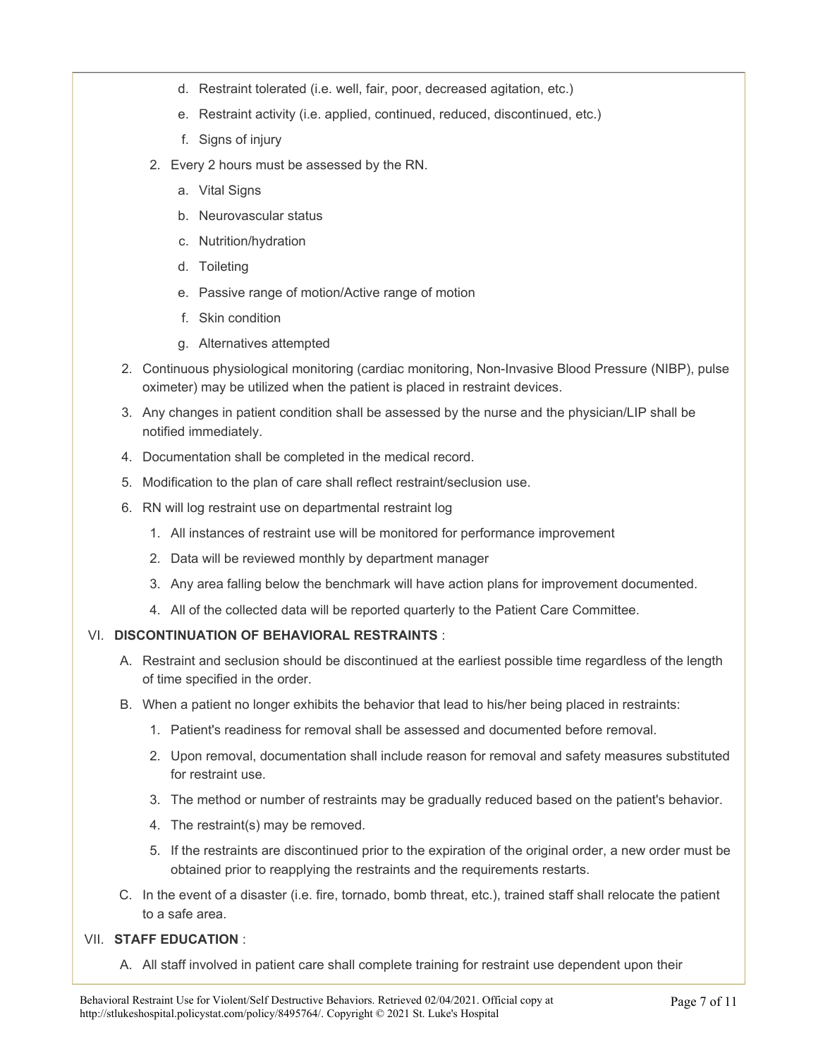d. Restraint tolerated (i.e. well, fair, poor, decreased agitation, etc.)

e. Restraint activity (i.e. applied, continued, reduced, discontinued, etc.)

f. Signs of injury

2. Every 2 hours must be assessed by the RN.

    a. Vital Signs

    b. Neurovascular status

    c. Nutrition/hydration

    d. Toileting

    e. Passive range of motion/Active range of motion

    f. Skin condition

    g. Alternatives attempted

2. Continuous physiological monitoring (cardiac monitoring, Non-Invasive Blood Pressure (NIBP), pulse oximeter) may be utilized when the patient is placed in restraint devices.

3. Any changes in patient condition shall be assessed by the nurse and the physician/LIP shall be notified immediately.

4. Documentation shall be completed in the medical record.

5. Modification to the plan of care shall reflect restraint/seclusion use.

6. RN will log restraint use on departmental restraint log

    1. All instances of restraint use will be monitored for performance improvement

    2. Data will be reviewed monthly by department manager

    3. Any area falling below the benchmark will have action plans for improvement documented.

    4. All of the collected data will be reported quarterly to the Patient Care Committee.

VI. **DISCONTINUATION OF BEHAVIORAL RESTRAINTS** :

A. Restraint and seclusion should be discontinued at the earliest possible time regardless of the length of time specified in the order.

B. When a patient no longer exhibits the behavior that lead to his/her being placed in restraints:

    1. Patient's readiness for removal shall be assessed and documented before removal.

    2. Upon removal, documentation shall include reason for removal and safety measures substituted for restraint use.

    3. The method or number of restraints may be gradually reduced based on the patient's behavior.

    4. The restraint(s) may be removed.

    5. If the restraints are discontinued prior to the expiration of the original order, a new order must be obtained prior to reapplying the restraints and the requirements restarts.

C. In the event of a disaster (i.e. fire, tornado, bomb threat, etc.), trained staff shall relocate the patient to a safe area.

VII. **STAFF EDUCATION** :

A. All staff involved in patient care shall complete training for restraint use dependent upon their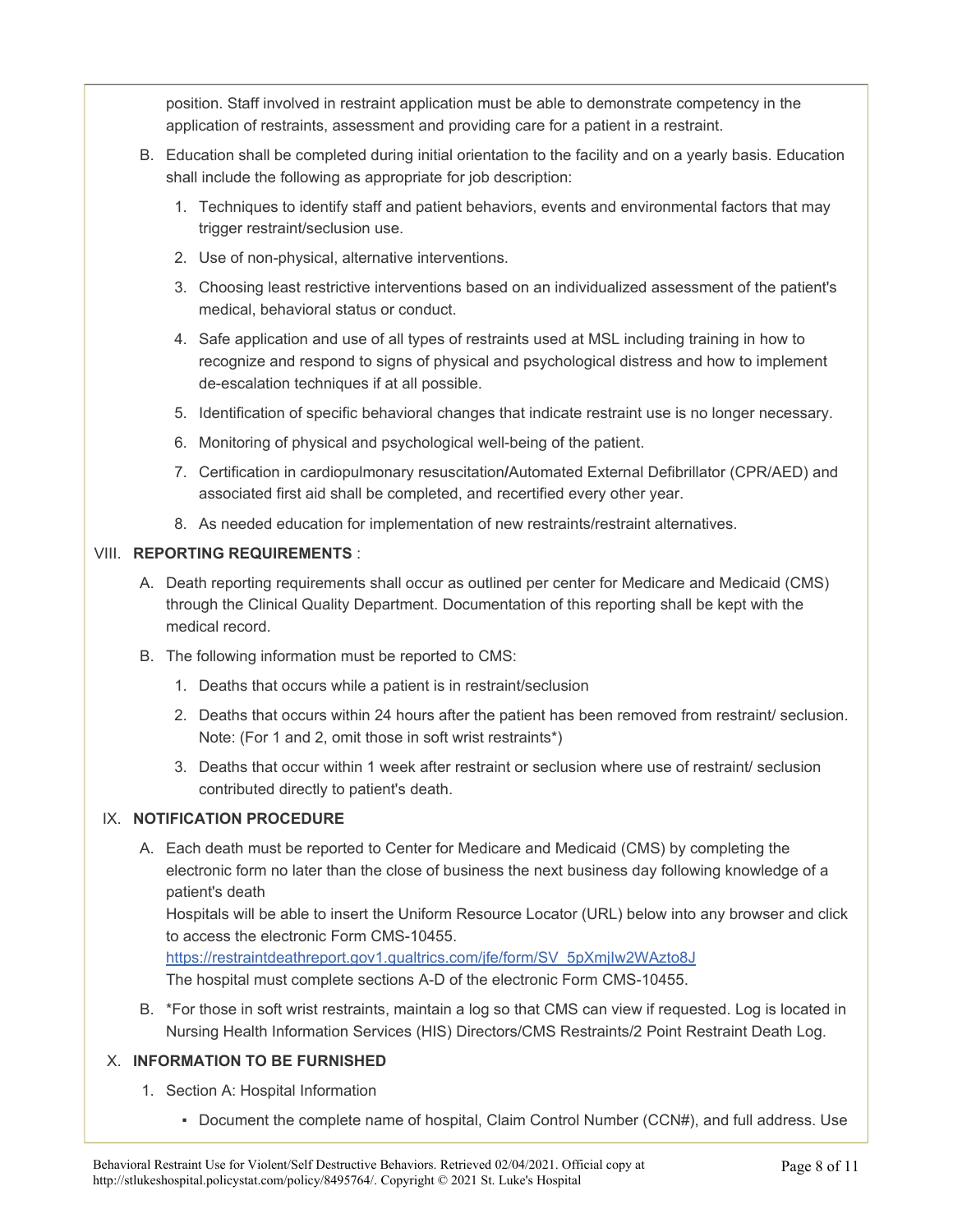position. Staff involved in restraint application must be able to demonstrate competency in the application of restraints, assessment and providing care for a patient in a restraint.

B. Education shall be completed during initial orientation to the facility and on a yearly basis. Education shall include the following as appropriate for job description:

   1. Techniques to identify staff and patient behaviors, events and environmental factors that may trigger restraint/seclusion use.
   2. Use of non-physical, alternative interventions.
   3. Choosing least restrictive interventions based on an individualized assessment of the patient's medical, behavioral status or conduct.
   4. Safe application and use of all types of restraints used at MSL including training in how to recognize and respond to signs of physical and psychological distress and how to implement de-escalation techniques if at all possible.
   5. Identification of specific behavioral changes that indicate restraint use is no longer necessary.
   6. Monitoring of physical and psychological well-being of the patient.
   7. Certification in cardiopulmonary resuscitation/Automated External Defibrillator (CPR/AED) and associated first aid shall be completed, and recertified every other year.
   8. As needed education for implementation of new restraints/restraint alternatives.

VIII. **REPORTING REQUIREMENTS** :

A. Death reporting requirements shall occur as outlined per center for Medicare and Medicaid (CMS) through the Clinical Quality Department. Documentation of this reporting shall be kept with the medical record.

B. The following information must be reported to CMS:

   1. Deaths that occurs while a patient is in restraint/seclusion
   2. Deaths that occurs within 24 hours after the patient has been removed from restraint/ seclusion. Note: (For 1 and 2, omit those in soft wrist restraints*)
   3. Deaths that occur within 1 week after restraint or seclusion where use of restraint/ seclusion contributed directly to patient's death.

IX. **NOTIFICATION PROCEDURE**

A. Each death must be reported to Center for Medicare and Medicaid (CMS) by completing the electronic form no later than the close of business the next business day following knowledge of a patient's death
Hospitals will be able to insert the Uniform Resource Locator (URL) below into any browser and click to access the electronic Form CMS-10455.
[https://restraintdeathreport.gov1.qualtrics.com/jfe/form/SV_5pXmjIw2WAzto8J](https://restraintdeathreport.gov1.qualtrics.com/jfe/form/SV_5pXmjIw2WAzto8J)
The hospital must complete sections A-D of the electronic Form CMS-10455.

B. *For those in soft wrist restraints, maintain a log so that CMS can view if requested. Log is located in Nursing Health Information Services (HIS) Directors/CMS Restraints/2 Point Restraint Death Log.

X. **INFORMATION TO BE FURNISHED**

   1. Section A: Hospital Information
      - Document the complete name of hospital, Claim Control Number (CCN#), and full address. Use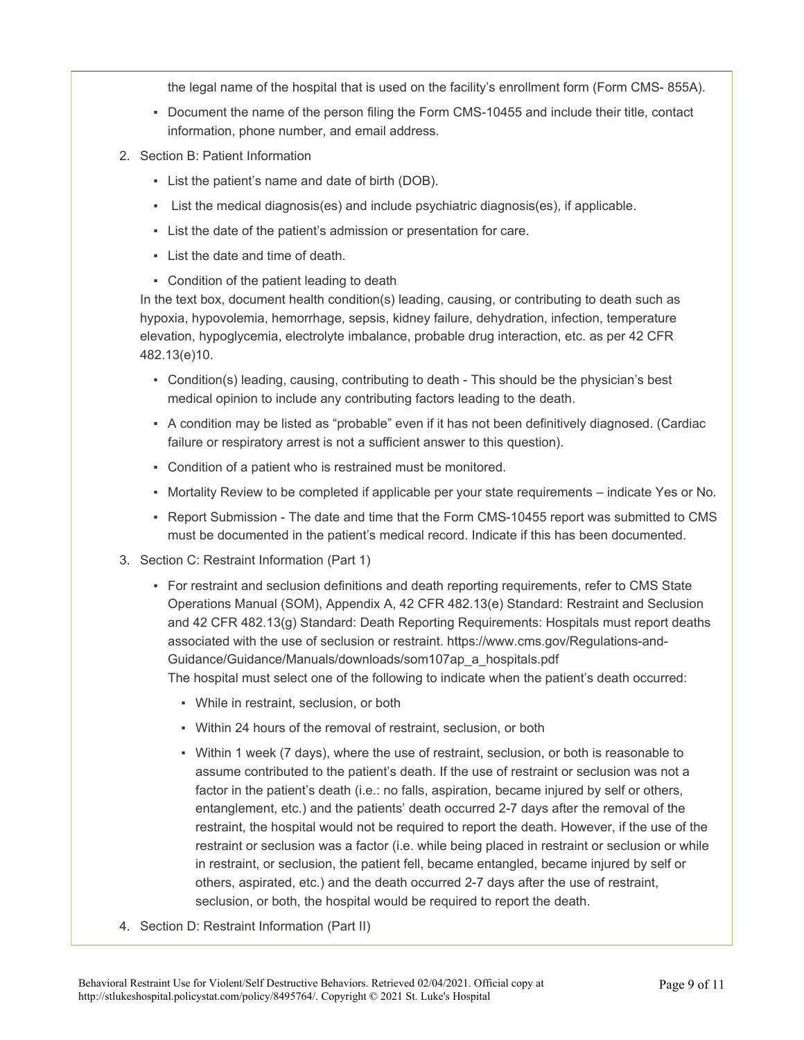the legal name of the hospital that is used on the facility's enrollment form (Form CMS- 855A).

- Document the name of the person filing the Form CMS-10455 and include their title, contact information, phone number, and email address.

2. Section B: Patient Information
   - List the patient's name and date of birth (DOB).
   - List the medical diagnosis(es) and include psychiatric diagnosis(es), if applicable.
   - List the date of the patient's admission or presentation for care.
   - List the date and time of death.
   - Condition of the patient leading to death

   In the text box, document health condition(s) leading, causing, or contributing to death such as hypoxia, hypovolemia, hemorrhage, sepsis, kidney failure, dehydration, infection, temperature elevation, hypoglycemia, electrolyte imbalance, probable drug interaction, etc. as per 42 CFR 482.13(e)10.

   - Condition(s) leading, causing, contributing to death - This should be the physician's best medical opinion to include any contributing factors leading to the death.
   - A condition may be listed as "probable" even if it has not been definitively diagnosed. (Cardiac failure or respiratory arrest is not a sufficient answer to this question).
   - Condition of a patient who is restrained must be monitored.
   - Mortality Review to be completed if applicable per your state requirements – indicate Yes or No.
   - Report Submission - The date and time that the Form CMS-10455 report was submitted to CMS must be documented in the patient's medical record. Indicate if this has been documented.

3. Section C: Restraint Information (Part 1)
   - For restraint and seclusion definitions and death reporting requirements, refer to CMS State Operations Manual (SOM), Appendix A, 42 CFR 482.13(e) Standard: Restraint and Seclusion and 42 CFR 482.13(g) Standard: Death Reporting Requirements: Hospitals must report deaths associated with the use of seclusion or restraint. https://www.cms.gov/Regulations-and-Guidance/Guidance/Manuals/downloads/som107ap_a_hospitals.pdf

     The hospital must select one of the following to indicate when the patient's death occurred:

     - While in restraint, seclusion, or both
     - Within 24 hours of the removal of restraint, seclusion, or both
     - Within 1 week (7 days), where the use of restraint, seclusion, or both is reasonable to assume contributed to the patient's death. If the use of restraint or seclusion was not a factor in the patient's death (i.e.: no falls, aspiration, became injured by self or others, entanglement, etc.) and the patients' death occurred 2-7 days after the removal of the restraint, the hospital would not be required to report the death. However, if the use of the restraint or seclusion was a factor (i.e. while being placed in restraint or seclusion or while in restraint, or seclusion, the patient fell, became entangled, became injured by self or others, aspirated, etc.) and the death occurred 2-7 days after the use of restraint, seclusion, or both, the hospital would be required to report the death.

4. Section D: Restraint Information (Part II)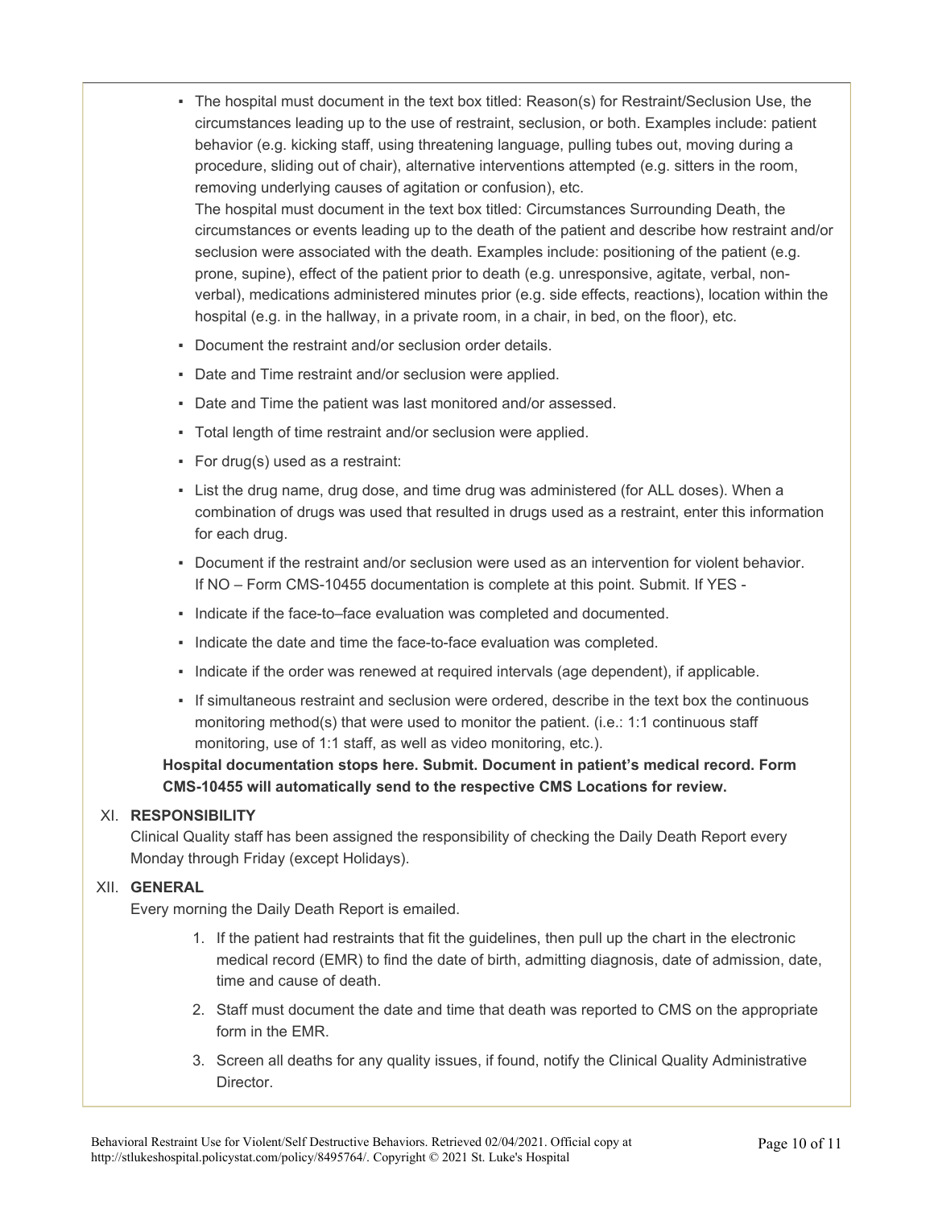- The hospital must document in the text box titled: Reason(s) for Restraint/Seclusion Use, the circumstances leading up to the use of restraint, seclusion, or both. Examples include: patient behavior (e.g. kicking staff, using threatening language, pulling tubes out, moving during a procedure, sliding out of chair), alternative interventions attempted (e.g. sitters in the room, removing underlying causes of agitation or confusion), etc.
  The hospital must document in the text box titled: Circumstances Surrounding Death, the circumstances or events leading up to the death of the patient and describe how restraint and/or seclusion were associated with the death. Examples include: positioning of the patient (e.g. prone, supine), effect of the patient prior to death (e.g. unresponsive, agitate, verbal, non-verbal), medications administered minutes prior (e.g. side effects, reactions), location within the hospital (e.g. in the hallway, in a private room, in a chair, in bed, on the floor), etc.
- Document the restraint and/or seclusion order details.
- Date and Time restraint and/or seclusion were applied.
- Date and Time the patient was last monitored and/or assessed.
- Total length of time restraint and/or seclusion were applied.
- For drug(s) used as a restraint:
- List the drug name, drug dose, and time drug was administered (for ALL doses). When a combination of drugs was used that resulted in drugs used as a restraint, enter this information for each drug.
- Document if the restraint and/or seclusion were used as an intervention for violent behavior. If NO – Form CMS-10455 documentation is complete at this point. Submit. If YES -
- Indicate if the face-to–face evaluation was completed and documented.
- Indicate the date and time the face-to-face evaluation was completed.
- Indicate if the order was renewed at required intervals (age dependent), if applicable.
- If simultaneous restraint and seclusion were ordered, describe in the text box the continuous monitoring method(s) that were used to monitor the patient. (i.e.: 1:1 continuous staff monitoring, use of 1:1 staff, as well as video monitoring, etc.).

**Hospital documentation stops here. Submit. Document in patient's medical record. Form CMS-10455 will automatically send to the respective CMS Locations for review.**

## XI. RESPONSIBILITY

Clinical Quality staff has been assigned the responsibility of checking the Daily Death Report every Monday through Friday (except Holidays).

## XII. GENERAL

Every morning the Daily Death Report is emailed.

1. If the patient had restraints that fit the guidelines, then pull up the chart in the electronic medical record (EMR) to find the date of birth, admitting diagnosis, date of admission, date, time and cause of death.
2. Staff must document the date and time that death was reported to CMS on the appropriate form in the EMR.
3. Screen all deaths for any quality issues, if found, notify the Clinical Quality Administrative Director.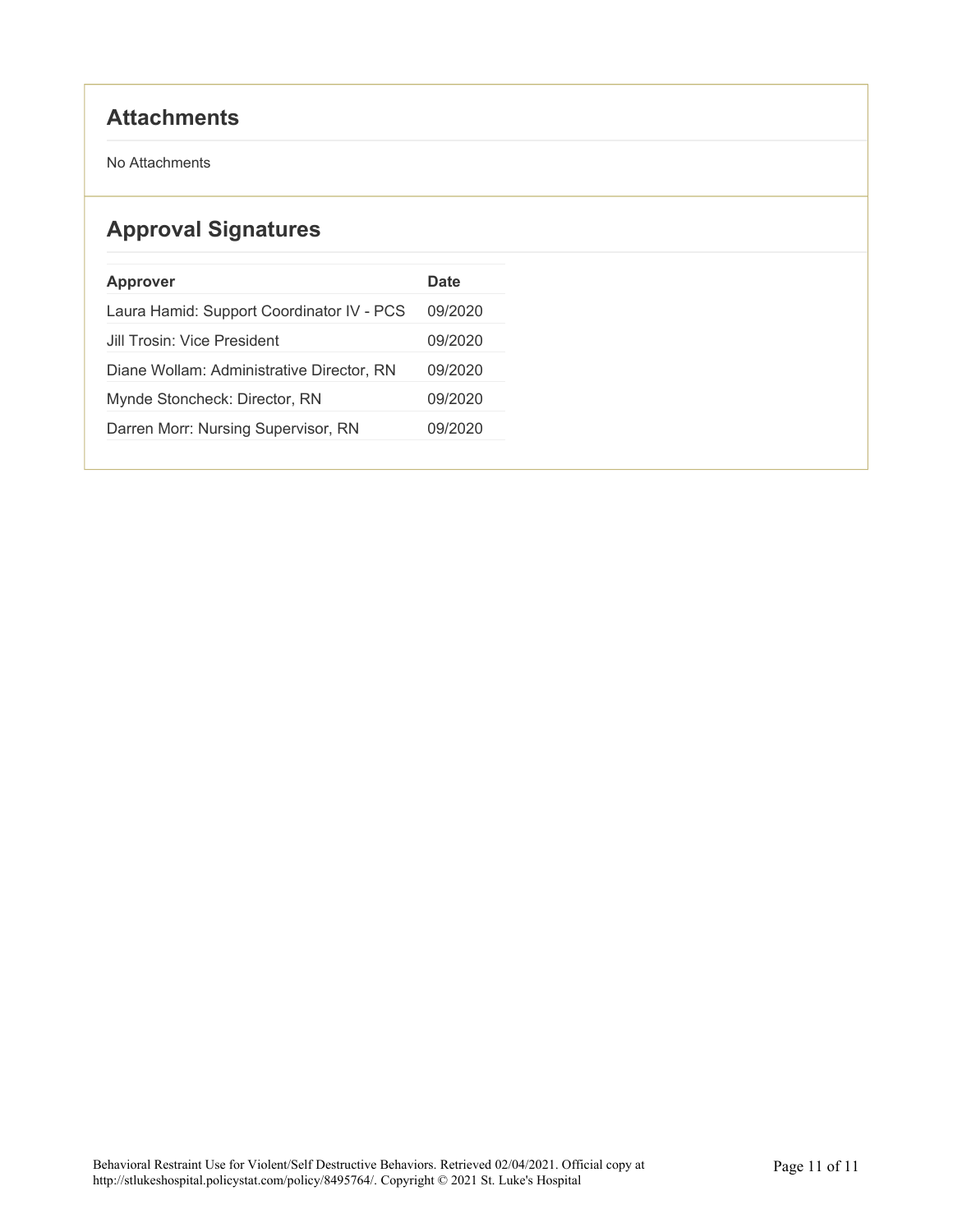## Attachments

No Attachments

## Approval Signatures

| Approver | Date |
|---|---|
| Laura Hamid: Support Coordinator IV - PCS | 09/2020 |
| Jill Trosin: Vice President | 09/2020 |
| Diane Wollam: Administrative Director, RN | 09/2020 |
| Mynde Stoncheck: Director, RN | 09/2020 |
| Darren Morr: Nursing Supervisor, RN | 09/2020 |